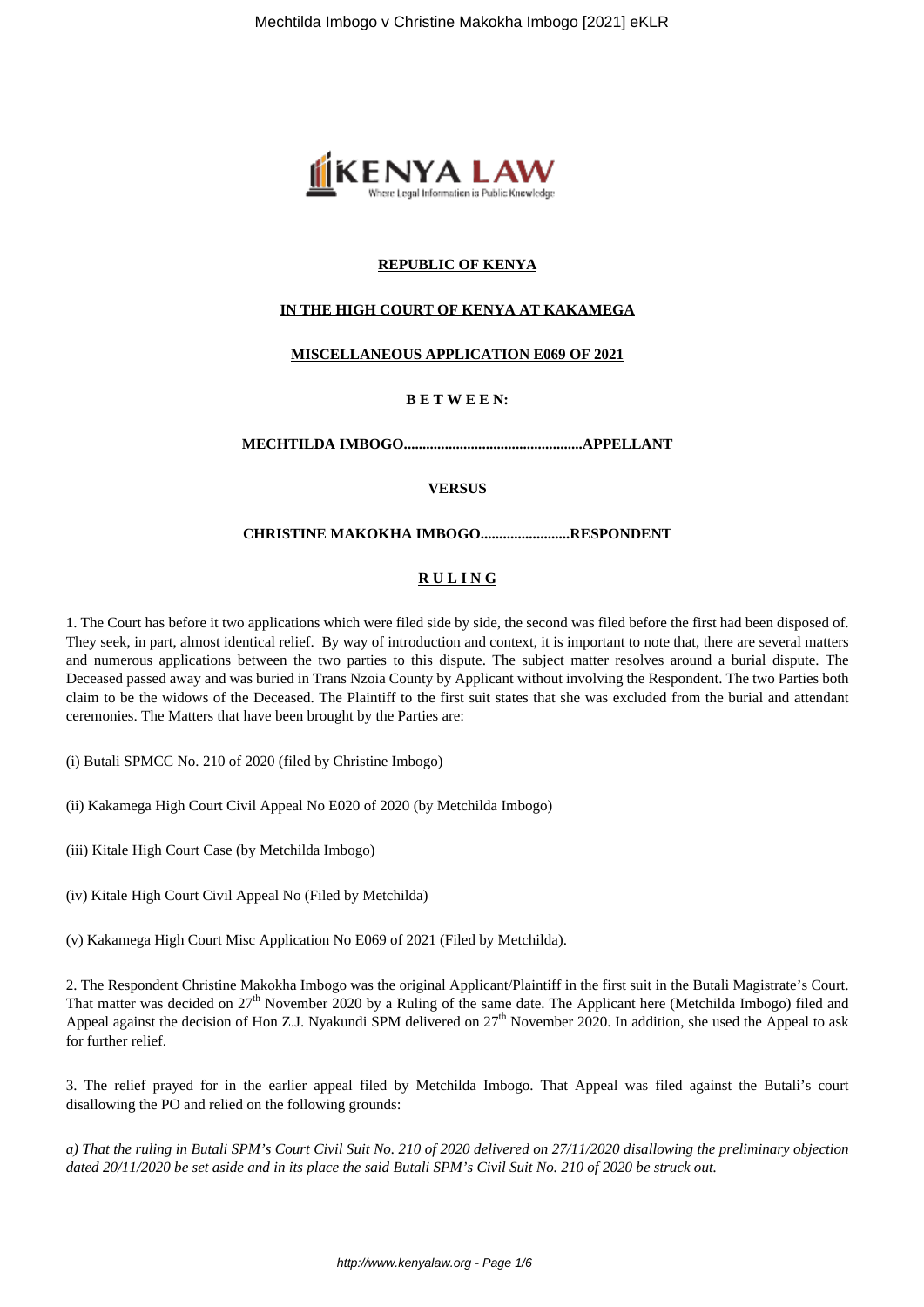**REPUBLIC OF KENYA**

**IN THE HIGH COURT OF KENYA AT KAKAMEGA**

**MISCELLANEOUS APPLICATION E069 OF 2021**

**B E T W E E N:**

**MECHTILDA IMBOGO..............................................APPELLANT**

**VERSUS**

**CHRISTINE MAKOKHA IMBOGO.......................RESPONDENT**

**R U L I N G**

1. The Court has before it two applications which were filed side by side, the second was filed before the first had been disposed of. They seek, in part, almost identical relief. By way of introduction and context, it is important to note that, there are several matters and numerous applications between the two parties to this dispute. The subject matter resolves around a burial dispute. The Deceased passed away and was buried in Trans Nzoia County by Applicant without involving the Respondent. The two Parties both claim to be the widows of the Deceased. The Plaintiff to the first suit states that she was excluded from the burial and attendant ceremonies. The Matters that have been brought by the Parties are:

(i) Butali SPMCC No. 210 of 2020 (filed by Christine Imbogo)

(ii) Kakamega High Court Civil Appeal No E020 of 2020 (by Metchilda Imbogo)

(iii) Kitale High Court Case (by Metchilda Imbogo)

(iv) Kitale High Court Civil Appeal No (Filed by Metchilda)

(v) Kakamega High Court Misc Application No E069 of 2021 (Filed by Metchilda).

2. The Respondent Christine Makokha Imbogo was the original Applicant/Plaintiff in the first suit in the Butali Magistrate's Court. That matter was decided on 27th November 2020 by a Ruling of the same date. The Applicant here (Metchilda Imbogo) filed and Appeal against the decision of Hon Z.J. Nyakundi SPM delivered on 27th November 2020. In addition, she used the Appeal to ask for further relief.

3. The relief prayed for in the earlier appeal filed by Metchilda Imbogo. That Appeal was filed against the Butali's court disallowing the PO and relied on the following grounds:

*a) That the ruling in Butali SPM's Court Civil Suit No. 210 of 2020 delivered on 27/11/2020 disallowing the preliminary objection dated 20/11/2020 be set aside and in its place the said Butali SPM's Civil Suit No. 210 of 2020 be struck out.*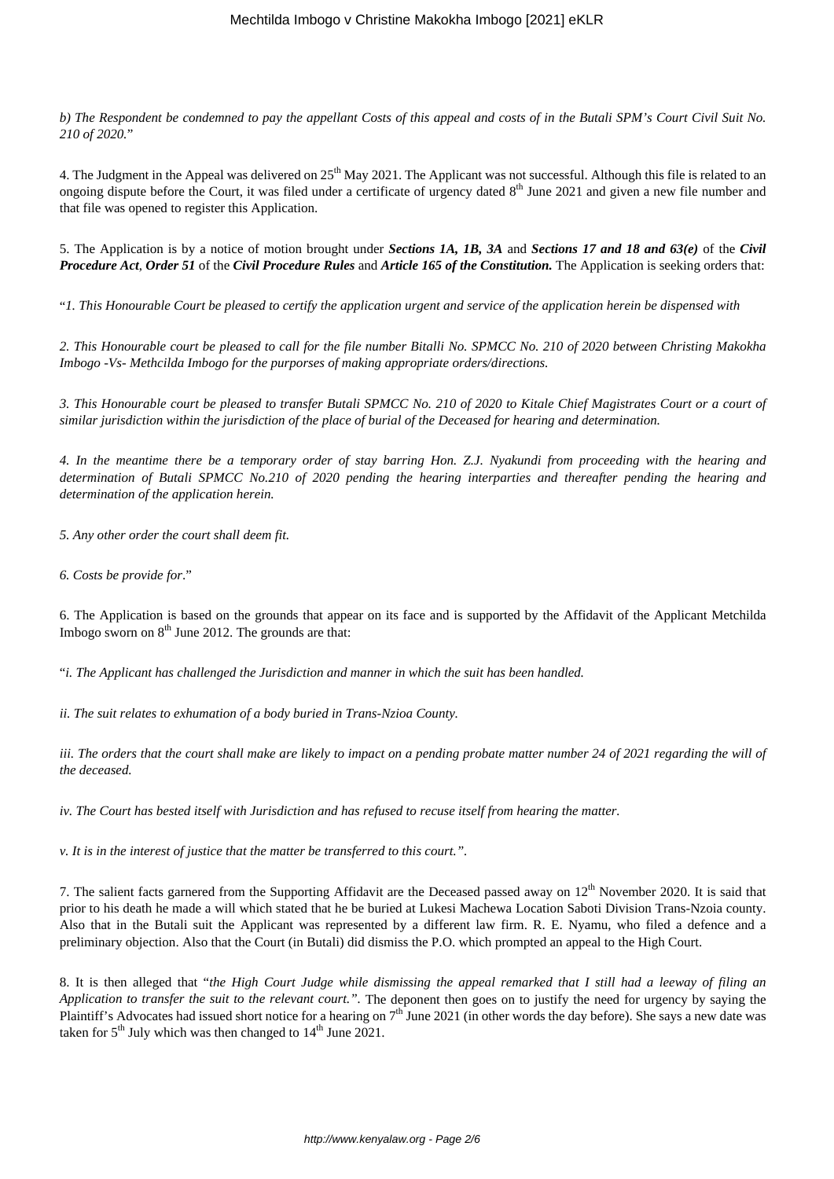*b) The Respondent be condemned to pay the appellant Costs of this appeal and costs of in the Butali SPM's Court Civil Suit No. 210 of 2020.*"

4. The Judgment in the Appeal was delivered on 25th May 2021. The Applicant was not successful. Although this file is related to an ongoing dispute before the Court, it was filed under a certificate of urgency dated 8th June 2021 and given a new file number and that file was opened to register this Application.

5. The Application is by a notice of motion brought under ***Sections 1A, 1B, 3A*** and ***Sections 17 and 18 and 63(e)*** of the ***Civil Procedure Act***, ***Order 51*** of the ***Civil Procedure Rules*** and ***Article 165 of the Constitution.*** The Application is seeking orders that:

"*1. This Honourable Court be pleased to certify the application urgent and service of the application herein be dispensed with*

*2. This Honourable court be pleased to call for the file number Bitalli No. SPMCC No. 210 of 2020 between Christing Makokha Imbogo -Vs- Methcilda Imbogo for the purporses of making appropriate orders/directions.*

*3. This Honourable court be pleased to transfer Butali SPMCC No. 210 of 2020 to Kitale Chief Magistrates Court or a court of similar jurisdiction within the jurisdiction of the place of burial of the Deceased for hearing and determination.*

*4. In the meantime there be a temporary order of stay barring Hon. Z.J. Nyakundi from proceeding with the hearing and determination of Butali SPMCC No.210 of 2020 pending the hearing interparties and thereafter pending the hearing and determination of the application herein.*

*5. Any other order the court shall deem fit.*

*6. Costs be provide for.*"

6. The Application is based on the grounds that appear on its face and is supported by the Affidavit of the Applicant Metchilda Imbogo sworn on 8th June 2012. The grounds are that:

"*i. The Applicant has challenged the Jurisdiction and manner in which the suit has been handled.*

*ii. The suit relates to exhumation of a body buried in Trans-Nzioa County.*

*iii. The orders that the court shall make are likely to impact on a pending probate matter number 24 of 2021 regarding the will of the deceased.*

*iv. The Court has bested itself with Jurisdiction and has refused to recuse itself from hearing the matter.*

*v. It is in the interest of justice that the matter be transferred to this court.*".

7. The salient facts garnered from the Supporting Affidavit are the Deceased passed away on 12th November 2020. It is said that prior to his death he made a will which stated that he be buried at Lukesi Machewa Location Saboti Division Trans-Nzoia county. Also that in the Butali suit the Applicant was represented by a different law firm. R. E. Nyamu, who filed a defence and a preliminary objection. Also that the Court (in Butali) did dismiss the P.O. which prompted an appeal to the High Court.

8. It is then alleged that "*the High Court Judge while dismissing the appeal remarked that I still had a leeway of filing an Application to transfer the suit to the relevant court.*". The deponent then goes on to justify the need for urgency by saying the Plaintiff's Advocates had issued short notice for a hearing on 7th June 2021 (in other words the day before). She says a new date was taken for 5th July which was then changed to 14th June 2021.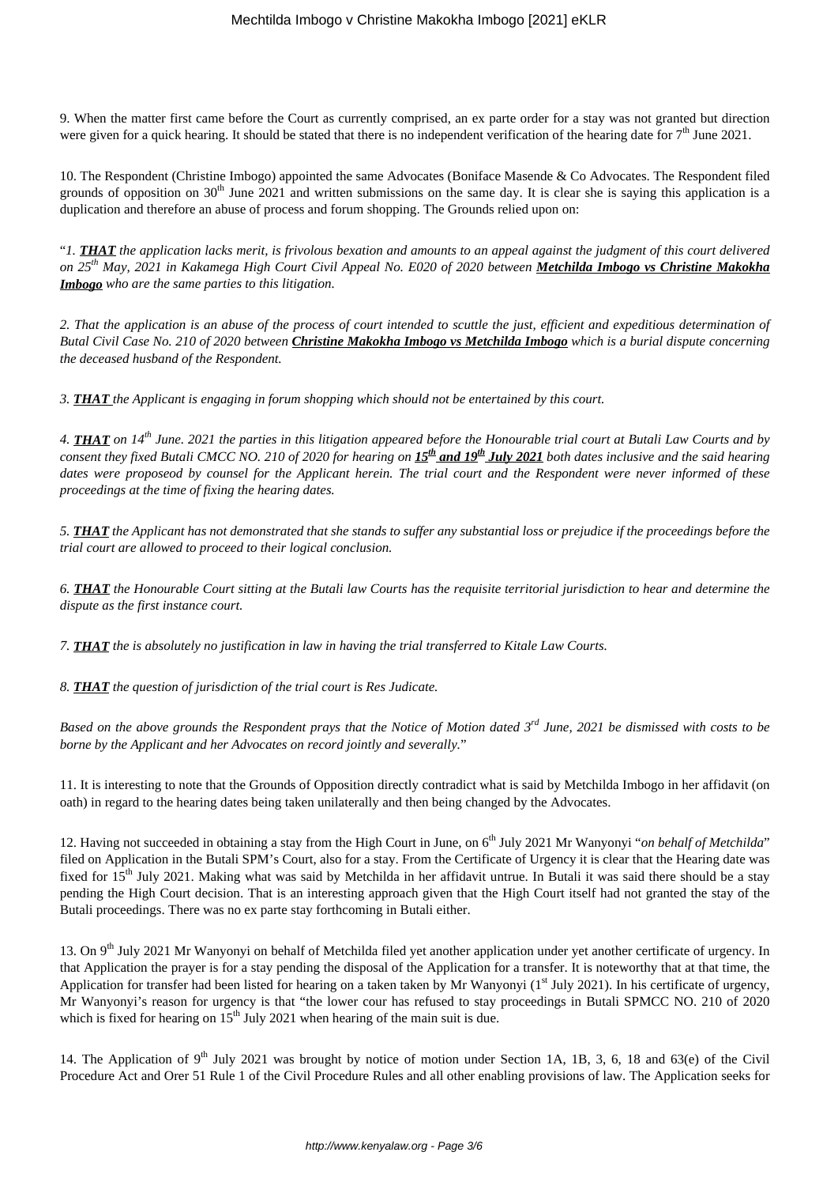9. When the matter first came before the Court as currently comprised, an ex parte order for a stay was not granted but direction were given for a quick hearing. It should be stated that there is no independent verification of the hearing date for 7th June 2021.

10. The Respondent (Christine Imbogo) appointed the same Advocates (Boniface Masende & Co Advocates. The Respondent filed grounds of opposition on 30th June 2021 and written submissions on the same day. It is clear she is saying this application is a duplication and therefore an abuse of process and forum shopping. The Grounds relied upon on:

"*1.* ***THAT*** *the application lacks merit, is frivolous bexation and amounts to an appeal against the judgment of this court delivered on 25th May, 2021 in Kakamega High Court Civil Appeal No. E020 of 2020 between* ***Metchilda Imbogo vs Christine Makokha Imbogo*** *who are the same parties to this litigation.*

*2. That the application is an abuse of the process of court intended to scuttle the just, efficient and expeditious determination of Butal Civil Case No. 210 of 2020 between* ***Christine Makokha Imbogo vs Metchilda Imbogo*** *which is a burial dispute concerning the deceased husband of the Respondent.*

*3.* ***THAT*** *the Applicant is engaging in forum shopping which should not be entertained by this court.*

*4.* ***THAT*** *on 14th June. 2021 the parties in this litigation appeared before the Honourable trial court at Butali Law Courts and by consent they fixed Butali CMCC NO. 210 of 2020 for hearing on* ***15th and 19th July 2021*** *both dates inclusive and the said hearing dates were proposeod by counsel for the Applicant herein. The trial court and the Respondent were never informed of these proceedings at the time of fixing the hearing dates.*

*5.* ***THAT*** *the Applicant has not demonstrated that she stands to suffer any substantial loss or prejudice if the proceedings before the trial court are allowed to proceed to their logical conclusion.*

*6.* ***THAT*** *the Honourable Court sitting at the Butali law Courts has the requisite territorial jurisdiction to hear and determine the dispute as the first instance court.*

*7.* ***THAT*** *the is absolutely no justification in law in having the trial transferred to Kitale Law Courts.*

*8.* ***THAT*** *the question of jurisdiction of the trial court is Res Judicate.*

*Based on the above grounds the Respondent prays that the Notice of Motion dated 3rd June, 2021 be dismissed with costs to be borne by the Applicant and her Advocates on record jointly and severally.*"

11. It is interesting to note that the Grounds of Opposition directly contradict what is said by Metchilda Imbogo in her affidavit (on oath) in regard to the hearing dates being taken unilaterally and then being changed by the Advocates.

12. Having not succeeded in obtaining a stay from the High Court in June, on 6th July 2021 Mr Wanyonyi "*on behalf of Metchilda*" filed on Application in the Butali SPM's Court, also for a stay. From the Certificate of Urgency it is clear that the Hearing date was fixed for 15th July 2021. Making what was said by Metchilda in her affidavit untrue. In Butali it was said there should be a stay pending the High Court decision. That is an interesting approach given that the High Court itself had not granted the stay of the Butali proceedings. There was no ex parte stay forthcoming in Butali either.

13. On 9th July 2021 Mr Wanyonyi on behalf of Metchilda filed yet another application under yet another certificate of urgency. In that Application the prayer is for a stay pending the disposal of the Application for a transfer. It is noteworthy that at that time, the Application for transfer had been listed for hearing on a taken taken by Mr Wanyonyi (1st July 2021). In his certificate of urgency, Mr Wanyonyi's reason for urgency is that "the lower cour has refused to stay proceedings in Butali SPMCC NO. 210 of 2020 which is fixed for hearing on 15th July 2021 when hearing of the main suit is due.

14. The Application of 9th July 2021 was brought by notice of motion under Section 1A, 1B, 3, 6, 18 and 63(e) of the Civil Procedure Act and Orer 51 Rule 1 of the Civil Procedure Rules and all other enabling provisions of law. The Application seeks for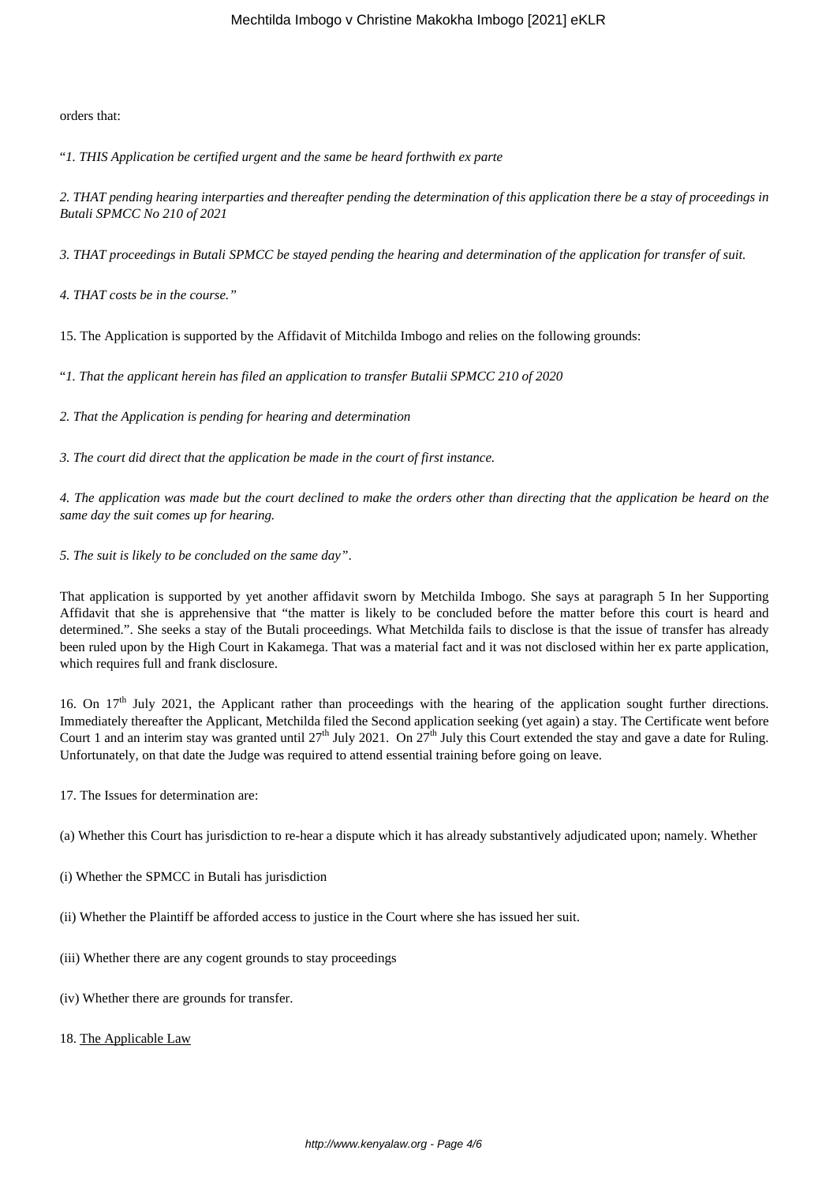orders that:

"*1. THIS Application be certified urgent and the same be heard forthwith ex parte*

*2. THAT pending hearing interparties and thereafter pending the determination of this application there be a stay of proceedings in Butali SPMCC No 210 of 2021*

*3. THAT proceedings in Butali SPMCC be stayed pending the hearing and determination of the application for transfer of suit.*

*4. THAT costs be in the course."*

15. The Application is supported by the Affidavit of Mitchilda Imbogo and relies on the following grounds:

"*1. That the applicant herein has filed an application to transfer Butalii SPMCC 210 of 2020*

*2. That the Application is pending for hearing and determination*

*3. The court did direct that the application be made in the court of first instance.*

*4. The application was made but the court declined to make the orders other than directing that the application be heard on the same day the suit comes up for hearing.*

*5. The suit is likely to be concluded on the same day"*.

That application is supported by yet another affidavit sworn by Metchilda Imbogo. She says at paragraph 5 In her Supporting Affidavit that she is apprehensive that "the matter is likely to be concluded before the matter before this court is heard and determined.". She seeks a stay of the Butali proceedings. What Metchilda fails to disclose is that the issue of transfer has already been ruled upon by the High Court in Kakamega. That was a material fact and it was not disclosed within her ex parte application, which requires full and frank disclosure.

16. On 17th July 2021, the Applicant rather than proceedings with the hearing of the application sought further directions. Immediately thereafter the Applicant, Metchilda filed the Second application seeking (yet again) a stay. The Certificate went before Court 1 and an interim stay was granted until 27th July 2021. On 27th July this Court extended the stay and gave a date for Ruling. Unfortunately, on that date the Judge was required to attend essential training before going on leave.

17. The Issues for determination are:

(a) Whether this Court has jurisdiction to re-hear a dispute which it has already substantively adjudicated upon; namely. Whether

(i) Whether the SPMCC in Butali has jurisdiction

(ii) Whether the Plaintiff be afforded access to justice in the Court where she has issued her suit.

(iii) Whether there are any cogent grounds to stay proceedings

(iv) Whether there are grounds for transfer.

18. The Applicable Law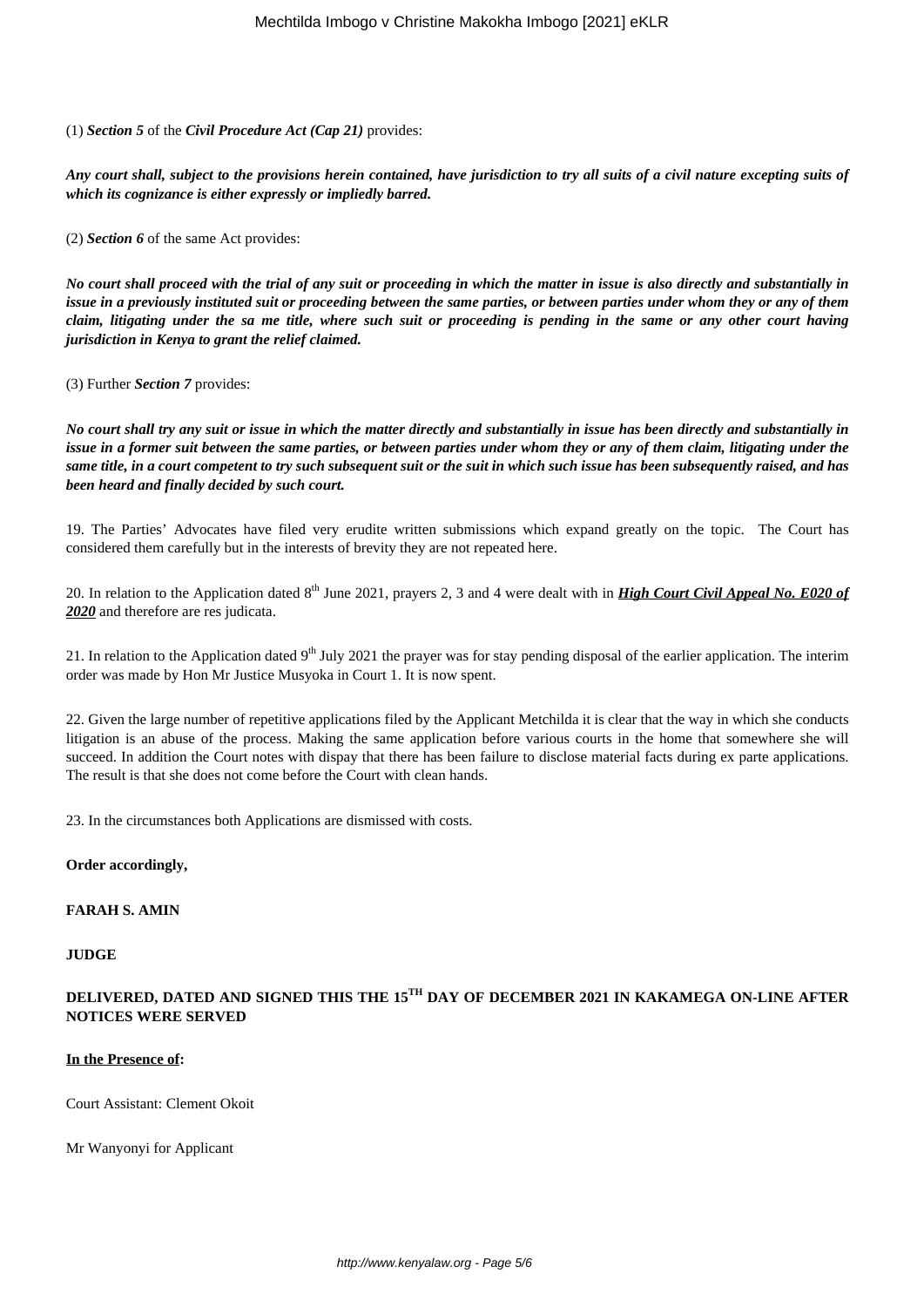(1) ***Section 5*** of the ***Civil Procedure Act (Cap 21)*** provides:

***Any court shall, subject to the provisions herein contained, have jurisdiction to try all suits of a civil nature excepting suits of which its cognizance is either expressly or impliedly barred.***

(2) ***Section 6*** of the same Act provides:

***No court shall proceed with the trial of any suit or proceeding in which the matter in issue is also directly and substantially in issue in a previously instituted suit or proceeding between the same parties, or between parties under whom they or any of them claim, litigating under the sa me title, where such suit or proceeding is pending in the same or any other court having jurisdiction in Kenya to grant the relief claimed.***

(3) Further ***Section 7*** provides:

***No court shall try any suit or issue in which the matter directly and substantially in issue has been directly and substantially in issue in a former suit between the same parties, or between parties under whom they or any of them claim, litigating under the same title, in a court competent to try such subsequent suit or the suit in which such issue has been subsequently raised, and has been heard and finally decided by such court.***

19. The Parties' Advocates have filed very erudite written submissions which expand greatly on the topic. The Court has considered them carefully but in the interests of brevity they are not repeated here.

20. In relation to the Application dated 8th June 2021, prayers 2, 3 and 4 were dealt with in ***High Court Civil Appeal No. E020 of 2020*** and therefore are res judicata.

21. In relation to the Application dated 9th July 2021 the prayer was for stay pending disposal of the earlier application. The interim order was made by Hon Mr Justice Musyoka in Court 1. It is now spent.

22. Given the large number of repetitive applications filed by the Applicant Metchilda it is clear that the way in which she conducts litigation is an abuse of the process. Making the same application before various courts in the home that somewhere she will succeed. In addition the Court notes with dispay that there has been failure to disclose material facts during ex parte applications. The result is that she does not come before the Court with clean hands.

23. In the circumstances both Applications are dismissed with costs.

**Order accordingly,**

**FARAH S. AMIN**

**JUDGE**

**DELIVERED, DATED AND SIGNED THIS THE 15TH DAY OF DECEMBER 2021 IN KAKAMEGA ON-LINE AFTER NOTICES WERE SERVED**

**In the Presence of:**

Court Assistant: Clement Okoit

Mr Wanyonyi for Applicant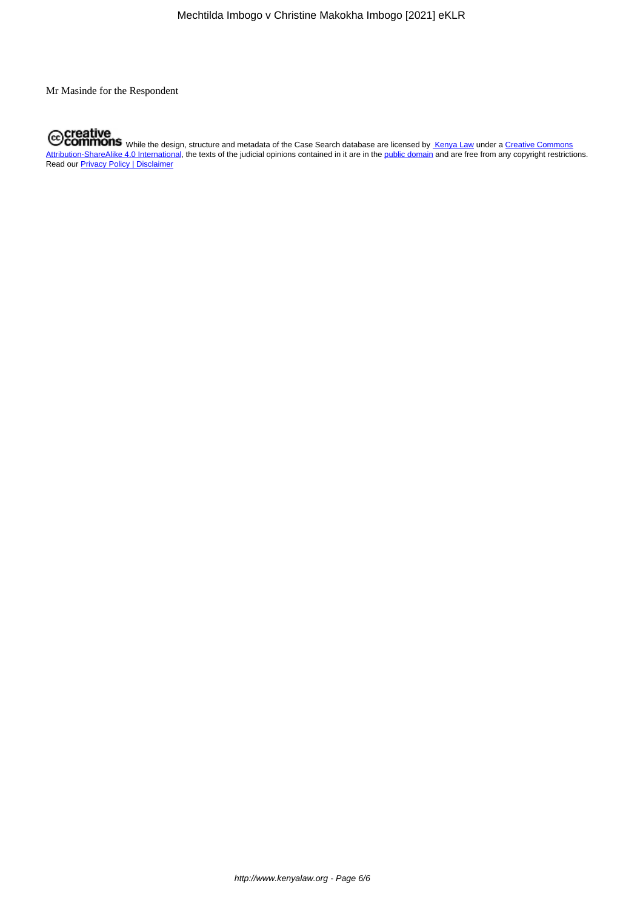Mr Masinde for the Respondent

While the design, structure and metadata of the Case Search database are licensed by Kenya Law under a Creative Commons Attribution-ShareAlike 4.0 International, the texts of the judicial opinions contained in it are in the public domain and are free from any copyright restrictions. Read our Privacy Policy | Disclaimer